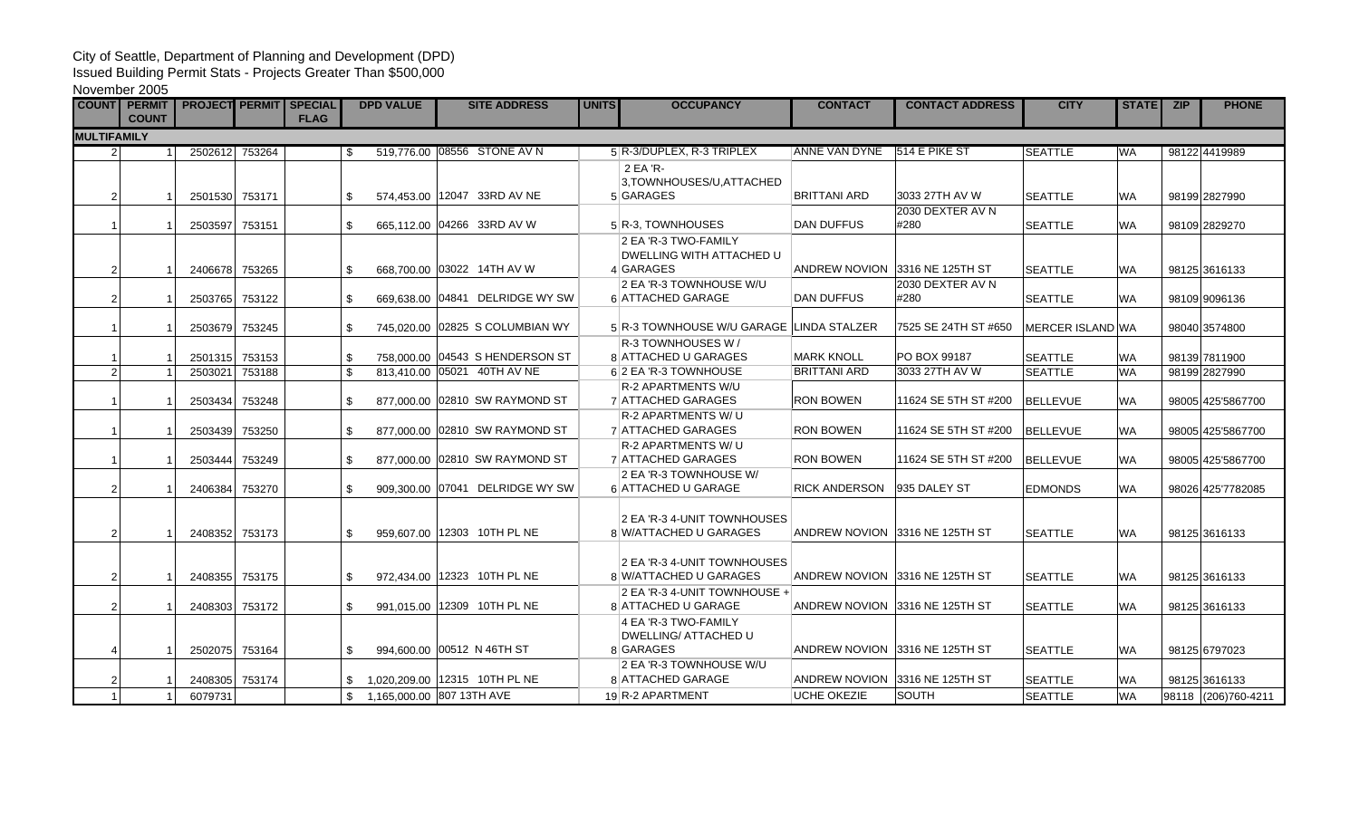City of Seattle, Department of Planning and Development (DPD)
Issued Building Permit Stats - Projects Greater Than $500,000
November 2005

| COUNT | PERMIT COUNT | PROJECT | PERMIT | SPECIAL FLAG | DPD VALUE | SITE ADDRESS | UNITS | OCCUPANCY | CONTACT | CONTACT ADDRESS | CITY | STATE | ZIP | PHONE |
|---|---|---|---|---|---|---|---|---|---|---|---|---|---|---|
| **MULTIFAMILY** | | | | | | | | | | | | | | |
| 2 | 1 | 2502612 | 753264 | | $ 519,776.00 | 08556 STONE AV N | 5 | R-3/DUPLEX, R-3 TRIPLEX | ANNE VAN DYNE | 514 E PIKE ST | SEATTLE | WA | 98122 | 4419989 |
| 2 | 1 | 2501530 | 753171 | | $ 574,453.00 | 12047 33RD AV NE | 5 | 2 EA 'R-3,TOWNHOUSES/U,ATTACHED GARAGES | BRITTANI ARD | 3033 27TH AV W | SEATTLE | WA | 98199 | 2827990 |
| 1 | 1 | 2503597 | 753151 | | $ 665,112.00 | 04266 33RD AV W | 5 | R-3, TOWNHOUSES | DAN DUFFUS | 2030 DEXTER AV N #280 | SEATTLE | WA | 98109 | 2829270 |
| 2 | 1 | 2406678 | 753265 | | $ 668,700.00 | 03022 14TH AV W | 4 | 2 EA 'R-3 TWO-FAMILY DWELLING WITH ATTACHED U GARAGES | ANDREW NOVION | 3316 NE 125TH ST | SEATTLE | WA | 98125 | 3616133 |
| 2 | 1 | 2503765 | 753122 | | $ 669,638.00 | 04841 DELRIDGE WY SW | 6 | 2 EA 'R-3 TOWNHOUSE W/U ATTACHED GARAGE | DAN DUFFUS | 2030 DEXTER AV N #280 | SEATTLE | WA | 98109 | 9096136 |
| 1 | 1 | 2503679 | 753245 | | $ 745,020.00 | 02825 S COLUMBIAN WY | 5 | R-3 TOWNHOUSE W/U GARAGE | LINDA STALZER | 7525 SE 24TH ST #650 | MERCER ISLAND | WA | 98040 | 3574800 |
| 1 | 1 | 2501315 | 753153 | | $ 758,000.00 | 04543 S HENDERSON ST | 8 | R-3 TOWNHOUSES W / ATTACHED U GARAGES | MARK KNOLL | PO BOX 99187 | SEATTLE | WA | 98139 | 7811900 |
| 2 | 1 | 2503021 | 753188 | | $ 813,410.00 | 05021 40TH AV NE | 6 | 2 EA 'R-3 TOWNHOUSE | BRITTANI ARD | 3033 27TH AV W | SEATTLE | WA | 98199 | 2827990 |
| 1 | 1 | 2503434 | 753248 | | $ 877,000.00 | 02810 SW RAYMOND ST | 7 | R-2 APARTMENTS W/U ATTACHED GARAGES | RON BOWEN | 11624 SE 5TH ST #200 | BELLEVUE | WA | 98005 | 425'5867700 |
| 1 | 1 | 2503439 | 753250 | | $ 877,000.00 | 02810 SW RAYMOND ST | 7 | R-2 APARTMENTS W/ U ATTACHED GARAGES | RON BOWEN | 11624 SE 5TH ST #200 | BELLEVUE | WA | 98005 | 425'5867700 |
| 1 | 1 | 2503444 | 753249 | | $ 877,000.00 | 02810 SW RAYMOND ST | 7 | R-2 APARTMENTS W/ U ATTACHED GARAGES | RON BOWEN | 11624 SE 5TH ST #200 | BELLEVUE | WA | 98005 | 425'5867700 |
| 2 | 1 | 2406384 | 753270 | | $ 909,300.00 | 07041 DELRIDGE WY SW | 6 | 2 EA 'R-3 TOWNHOUSE W/ ATTACHED U GARAGE | RICK ANDERSON | 935 DALEY ST | EDMONDS | WA | 98026 | 425'7782085 |
| 2 | 1 | 2408352 | 753173 | | $ 959,607.00 | 12303 10TH PL NE | 8 | 2 EA 'R-3 4-UNIT TOWNHOUSES W/ATTACHED U GARAGES | ANDREW NOVION | 3316 NE 125TH ST | SEATTLE | WA | 98125 | 3616133 |
| 2 | 1 | 2408355 | 753175 | | $ 972,434.00 | 12323 10TH PL NE | 8 | 2 EA 'R-3 4-UNIT TOWNHOUSES W/ATTACHED U GARAGES | ANDREW NOVION | 3316 NE 125TH ST | SEATTLE | WA | 98125 | 3616133 |
| 2 | 1 | 2408303 | 753172 | | $ 991,015.00 | 12309 10TH PL NE | 8 | 2 EA 'R-3 4-UNIT TOWNHOUSE + ATTACHED U GARAGE | ANDREW NOVION | 3316 NE 125TH ST | SEATTLE | WA | 98125 | 3616133 |
| 4 | 1 | 2502075 | 753164 | | $ 994,600.00 | 00512 N 46TH ST | 8 | 4 EA 'R-3 TWO-FAMILY DWELLING/ ATTACHED U GARAGES | ANDREW NOVION | 3316 NE 125TH ST | SEATTLE | WA | 98125 | 6797023 |
| 2 | 1 | 2408305 | 753174 | | $ 1,020,209.00 | 12315 10TH PL NE | 8 | 2 EA 'R-3 TOWNHOUSE W/U ATTACHED GARAGE | ANDREW NOVION | 3316 NE 125TH ST | SEATTLE | WA | 98125 | 3616133 |
| 1 | 1 | 6079731 | | | $ 1,165,000.00 | 807 13TH AVE | 19 | R-2 APARTMENT | UCHE OKEZIE | SOUTH | SEATTLE | WA | 98118 | (206)760-4211 |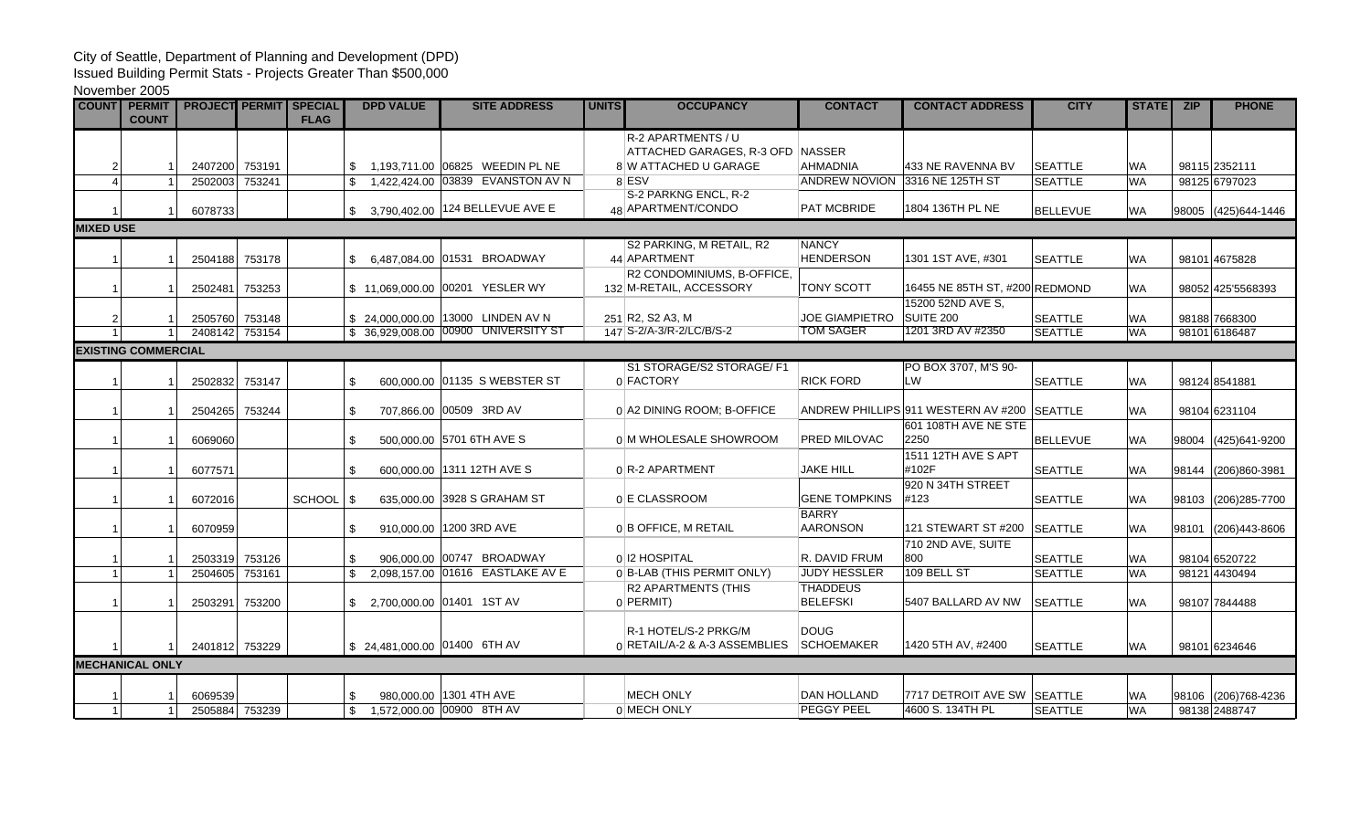City of Seattle, Department of Planning and Development (DPD)
Issued Building Permit Stats - Projects Greater Than $500,000
November 2005

| COUNT | PERMIT COUNT | PROJECT | PERMIT | SPECIAL FLAG | DPD VALUE | SITE ADDRESS | UNITS | OCCUPANCY | CONTACT | CONTACT ADDRESS | CITY | STATE | ZIP | PHONE |
|---|---|---|---|---|---|---|---|---|---|---|---|---|---|---|
| 2 | 1 | 2407200 | 753191 | | $ 1,193,711.00 | 06825 WEEDIN PL NE | 8 | R-2 APARTMENTS / U ATTACHED GARAGES, R-3 OFD W ATTACHED U GARAGE | NASSER AHMADNIA | 433 NE RAVENNA BV | SEATTLE | WA | 98115 | 2352111 |
| 4 | 1 | 2502003 | 753241 | | $ 1,422,424.00 | 03839 EVANSTON AV N | 8 | ESV | ANDREW NOVION | 3316 NE 125TH ST | SEATTLE | WA | 98125 | 6797023 |
| 1 | 1 | 6078733 | | | $ 3,790,402.00 | 124 BELLEVUE AVE E | 48 | S-2 PARKNG ENCL, R-2 APARTMENT/CONDO | PAT MCBRIDE | 1804 136TH PL NE | BELLEVUE | WA | 98005 | (425)644-1446 |
| **MIXED USE** | | | | | | | | | | | | | | |
| 1 | 1 | 2504188 | 753178 | | $ 6,487,084.00 | 01531 BROADWAY | 44 | S2 PARKING, M RETAIL, R2 APARTMENT | NANCY HENDERSON | 1301 1ST AVE, #301 | SEATTLE | WA | 98101 | 4675828 |
| 1 | 1 | 2502481 | 753253 | | $ 11,069,000.00 | 00201 YESLER WY | 132 | R2 CONDOMINIUMS, B-OFFICE, M-RETAIL, ACCESSORY | TONY SCOTT | 16455 NE 85TH ST, #200 | REDMOND | WA | 98052 | 425'5568393 |
| 2 | 1 | 2505760 | 753148 | | $ 24,000,000.00 | 13000 LINDEN AV N | 251 | R2, S2 A3, M | JOE GIAMPIETRO | 15200 52ND AVE S, SUITE 200 | SEATTLE | WA | 98188 | 7668300 |
| 1 | 1 | 2408142 | 753154 | | $ 36,929,008.00 | 00900 UNIVERSITY ST | 147 | S-2/A-3/R-2/LC/B/S-2 | TOM SAGER | 1201 3RD AV #2350 | SEATTLE | WA | 98101 | 6186487 |
| **EXISTING COMMERCIAL** | | | | | | | | | | | | | | |
| 1 | 1 | 2502832 | 753147 | | $ 600,000.00 | 01135 S WEBSTER ST | 0 | S1 STORAGE/S2 STORAGE/ F1 FACTORY | RICK FORD | PO BOX 3707, M'S 90-LW | SEATTLE | WA | 98124 | 8541881 |
| 1 | 1 | 2504265 | 753244 | | $ 707,866.00 | 00509 3RD AV | 0 | A2 DINING ROOM; B-OFFICE | ANDREW PHILLIPS | 911 WESTERN AV #200 | SEATTLE | WA | 98104 | 6231104 |
| 1 | 1 | 6069060 | | | $ 500,000.00 | 5701 6TH AVE S | 0 | M WHOLESALE SHOWROOM | PRED MILOVAC | 601 108TH AVE NE STE 2250 | BELLEVUE | WA | 98004 | (425)641-9200 |
| 1 | 1 | 6077571 | | | $ 600,000.00 | 1311 12TH AVE S | 0 | R-2 APARTMENT | JAKE HILL | 1511 12TH AVE S APT #102F | SEATTLE | WA | 98144 | (206)860-3981 |
| 1 | 1 | 6072016 | | SCHOOL | $ 635,000.00 | 3928 S GRAHAM ST | 0 | E CLASSROOM | GENE TOMPKINS | 920 N 34TH STREET #123 | SEATTLE | WA | 98103 | (206)285-7700 |
| 1 | 1 | 6070959 | | | $ 910,000.00 | 1200 3RD AVE | 0 | B OFFICE, M RETAIL | BARRY AARONSON | 121 STEWART ST #200 | SEATTLE | WA | 98101 | (206)443-8606 |
| 1 | 1 | 2503319 | 753126 | | $ 906,000.00 | 00747 BROADWAY | 0 | I2 HOSPITAL | R. DAVID FRUM | 710 2ND AVE, SUITE 800 | SEATTLE | WA | 98104 | 6520722 |
| 1 | 1 | 2504605 | 753161 | | $ 2,098,157.00 | 01616 EASTLAKE AV E | 0 | B-LAB (THIS PERMIT ONLY) | JUDY HESSLER | 109 BELL ST | SEATTLE | WA | 98121 | 4430494 |
| 1 | 1 | 2503291 | 753200 | | $ 2,700,000.00 | 01401 1ST AV | 0 | R2 APARTMENTS (THIS PERMIT) | THADDEUS BELEFSKI | 5407 BALLARD AV NW | SEATTLE | WA | 98107 | 7844488 |
| 1 | 1 | 2401812 | 753229 | | $ 24,481,000.00 | 01400 6TH AV | 0 | R-1 HOTEL/S-2 PRKG/M RETAIL/A-2 & A-3 ASSEMBLIES | DOUG SCHOEMAKER | 1420 5TH AV, #2400 | SEATTLE | WA | 98101 | 6234646 |
| **MECHANICAL ONLY** | | | | | | | | | | | | | | |
| 1 | 1 | 6069539 | | | $ 980,000.00 | 1301 4TH AVE | | MECH ONLY | DAN HOLLAND | 7717 DETROIT AVE SW | SEATTLE | WA | 98106 | (206)768-4236 |
| 1 | 1 | 2505884 | 753239 | | $ 1,572,000.00 | 00900 8TH AV | 0 | MECH ONLY | PEGGY PEEL | 4600 S. 134TH PL | SEATTLE | WA | 98138 | 2488747 |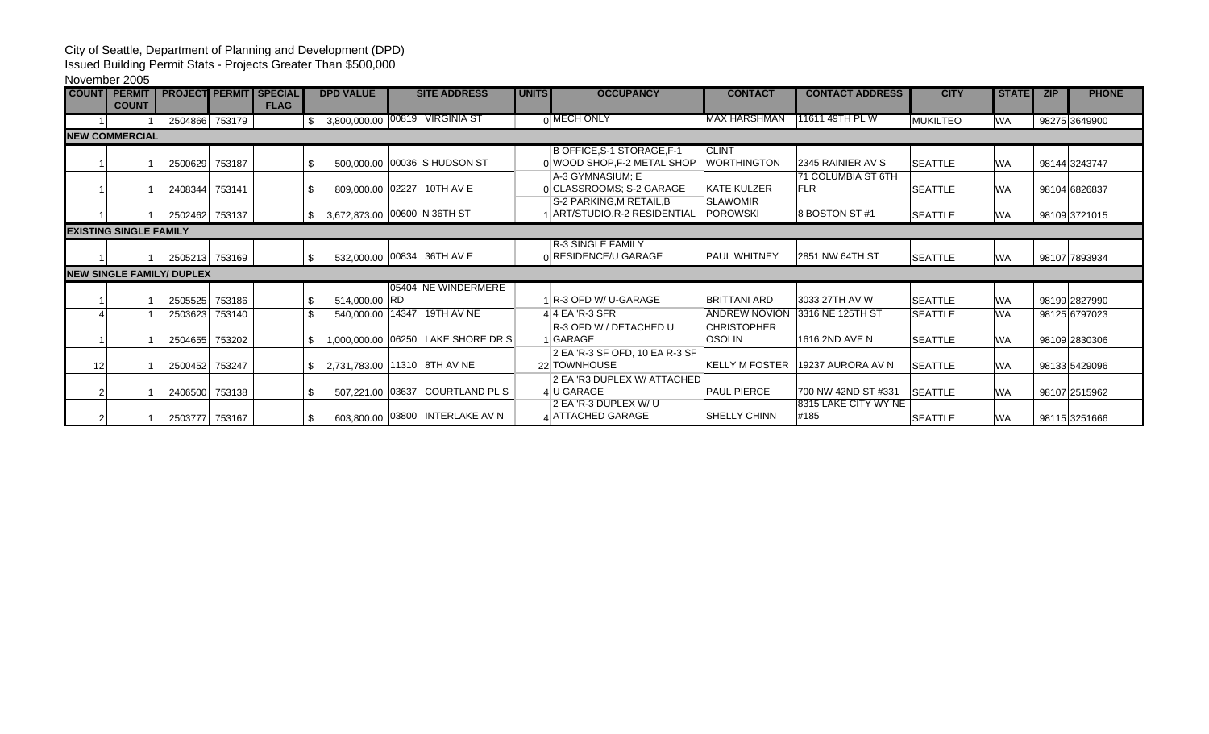City of Seattle, Department of Planning and Development (DPD)
Issued Building Permit Stats - Projects Greater Than $500,000
November 2005

| COUNT | PERMIT COUNT | PROJECT | PERMIT | SPECIAL FLAG | DPD VALUE | SITE ADDRESS | UNITS | OCCUPANCY | CONTACT | CONTACT ADDRESS | CITY | STATE | ZIP | PHONE |
|---|---|---|---|---|---|---|---|---|---|---|---|---|---|---|
| 1 | 1 | 2504866 | 753179 | | $ 3,800,000.00 | 00819 VIRGINIA ST | 0 | MECH ONLY | MAX HARSHMAN | 11611 49TH PL W | MUKILTEO | WA | 98275 | 3649900 |
| **NEW COMMERCIAL** | | | | | | | | | | | | | | |
| 1 | 1 | 2500629 | 753187 | | $ 500,000.00 | 00036 S HUDSON ST | 0 | B OFFICE,S-1 STORAGE,F-1 WOOD SHOP,F-2 METAL SHOP | CLINT WORTHINGTON | 2345 RAINIER AV S | SEATTLE | WA | 98144 | 3243747 |
| 1 | 1 | 2408344 | 753141 | | $ 809,000.00 | 02227 10TH AV E | 0 | A-3 GYMNASIUM; E CLASSROOMS; S-2 GARAGE | KATE KULZER | 71 COLUMBIA ST 6TH FLR | SEATTLE | WA | 98104 | 6826837 |
| 1 | 1 | 2502462 | 753137 | | $ 3,672,873.00 | 00600 N 36TH ST | 1 | S-2 PARKING,M RETAIL,B ART/STUDIO,R-2 RESIDENTIAL | SLAWOMIR POROWSKI | 8 BOSTON ST #1 | SEATTLE | WA | 98109 | 3721015 |
| **EXISTING SINGLE FAMILY** | | | | | | | | | | | | | | |
| 1 | 1 | 2505213 | 753169 | | $ 532,000.00 | 00834 36TH AV E | 0 | R-3 SINGLE FAMILY RESIDENCE/U GARAGE | PAUL WHITNEY | 2851 NW 64TH ST | SEATTLE | WA | 98107 | 7893934 |
| **NEW SINGLE FAMILY/ DUPLEX** | | | | | | | | | | | | | | |
| 1 | 1 | 2505525 | 753186 | | $ 514,000.00 | 05404 NE WINDERMERE RD | 1 | R-3 OFD W/ U-GARAGE | BRITTANI ARD | 3033 27TH AV W | SEATTLE | WA | 98199 | 2827990 |
| 4 | 1 | 2503623 | 753140 | | $ 540,000.00 | 14347 19TH AV NE | 4 | 4 EA 'R-3 SFR | ANDREW NOVION | 3316 NE 125TH ST | SEATTLE | WA | 98125 | 6797023 |
| 1 | 1 | 2504655 | 753202 | | $ 1,000,000.00 | 06250 LAKE SHORE DR S | 1 | R-3 OFD W / DETACHED U GARAGE | CHRISTOPHER OSOLIN | 1616 2ND AVE N | SEATTLE | WA | 98109 | 2830306 |
| 12 | 1 | 2500452 | 753247 | | $ 2,731,783.00 | 11310 8TH AV NE | 22 | 2 EA 'R-3 SF OFD, 10 EA R-3 SF TOWNHOUSE | KELLY M FOSTER | 19237 AURORA AV N | SEATTLE | WA | 98133 | 5429096 |
| 2 | 1 | 2406500 | 753138 | | $ 507,221.00 | 03637 COURTLAND PL S | 4 | 2 EA 'R3 DUPLEX W/ ATTACHED U GARAGE | PAUL PIERCE | 700 NW 42ND ST #331 | SEATTLE | WA | 98107 | 2515962 |
| 2 | 1 | 2503777 | 753167 | | $ 603,800.00 | 03800 INTERLAKE AV N | 4 | 2 EA 'R-3 DUPLEX W/ U ATTACHED GARAGE | SHELLY CHINN | 8315 LAKE CITY WY NE #185 | SEATTLE | WA | 98115 | 3251666 |